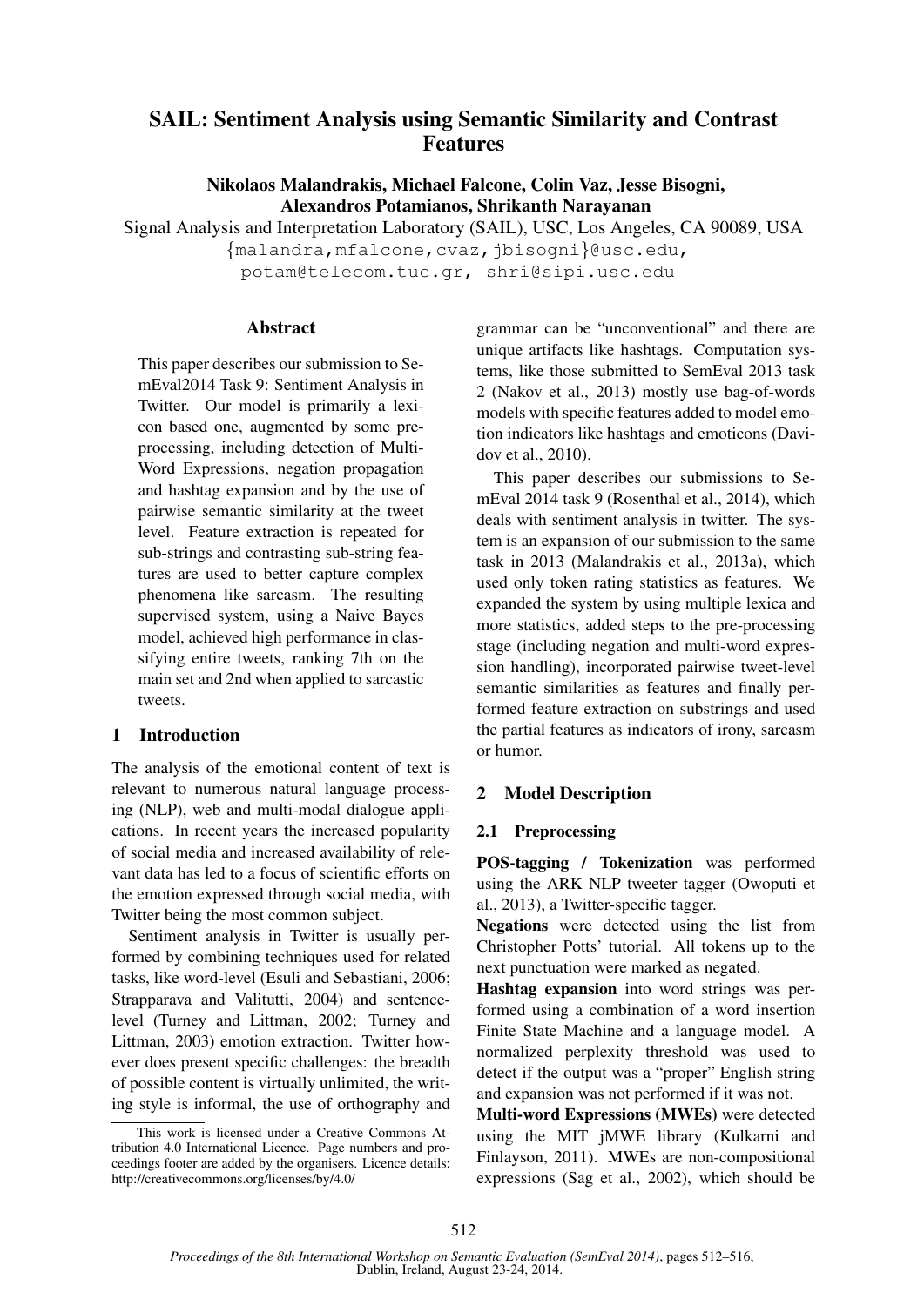# SAIL: Sentiment Analysis using Semantic Similarity and Contrast Features

**Nikolaos Malandrakis, Michael Falcone, Colin Vaz, Jesse Bisogni, Alexandros Potamianos, Shrikanth Narayanan**

Signal Analysis and Interpretation Laboratory (SAIL), USC, Los Angeles, CA 90089, USA

{malandra,mfalcone,cvaz,jbisogni}@usc.edu,
potam@telecom.tuc.gr, shri@sipi.usc.edu

## Abstract

This paper describes our submission to SemEval2014 Task 9: Sentiment Analysis in Twitter. Our model is primarily a lexicon based one, augmented by some preprocessing, including detection of Multi-Word Expressions, negation propagation and hashtag expansion and by the use of pairwise semantic similarity at the tweet level. Feature extraction is repeated for sub-strings and contrasting sub-string features are used to better capture complex phenomena like sarcasm. The resulting supervised system, using a Naive Bayes model, achieved high performance in classifying entire tweets, ranking 7th on the main set and 2nd when applied to sarcastic tweets.

## 1 Introduction

The analysis of the emotional content of text is relevant to numerous natural language processing (NLP), web and multi-modal dialogue applications. In recent years the increased popularity of social media and increased availability of relevant data has led to a focus of scientific efforts on the emotion expressed through social media, with Twitter being the most common subject.

Sentiment analysis in Twitter is usually performed by combining techniques used for related tasks, like word-level (Esuli and Sebastiani, 2006; Strapparava and Valitutti, 2004) and sentence-level (Turney and Littman, 2002; Turney and Littman, 2003) emotion extraction. Twitter however does present specific challenges: the breadth of possible content is virtually unlimited, the writing style is informal, the use of orthography and grammar can be "unconventional" and there are unique artifacts like hashtags. Computation systems, like those submitted to SemEval 2013 task 2 (Nakov et al., 2013) mostly use bag-of-words models with specific features added to model emotion indicators like hashtags and emoticons (Davidov et al., 2010).

This paper describes our submissions to SemEval 2014 task 9 (Rosenthal et al., 2014), which deals with sentiment analysis in twitter. The system is an expansion of our submission to the same task in 2013 (Malandrakis et al., 2013a), which used only token rating statistics as features. We expanded the system by using multiple lexica and more statistics, added steps to the pre-processing stage (including negation and multi-word expression handling), incorporated pairwise tweet-level semantic similarities as features and finally performed feature extraction on substrings and used the partial features as indicators of irony, sarcasm or humor.

## 2 Model Description

### 2.1 Preprocessing

**POS-tagging / Tokenization** was performed using the ARK NLP tweeter tagger (Owoputi et al., 2013), a Twitter-specific tagger.

**Negations** were detected using the list from Christopher Potts' tutorial. All tokens up to the next punctuation were marked as negated.

**Hashtag expansion** into word strings was performed using a combination of a word insertion Finite State Machine and a language model. A normalized perplexity threshold was used to detect if the output was a "proper" English string and expansion was not performed if it was not.

**Multi-word Expressions (MWEs)** were detected using the MIT jMWE library (Kulkarni and Finlayson, 2011). MWEs are non-compositional expressions (Sag et al., 2002), which should be

This work is licensed under a Creative Commons Attribution 4.0 International Licence. Page numbers and proceedings footer are added by the organisers. Licence details: http://creativecommons.org/licenses/by/4.0/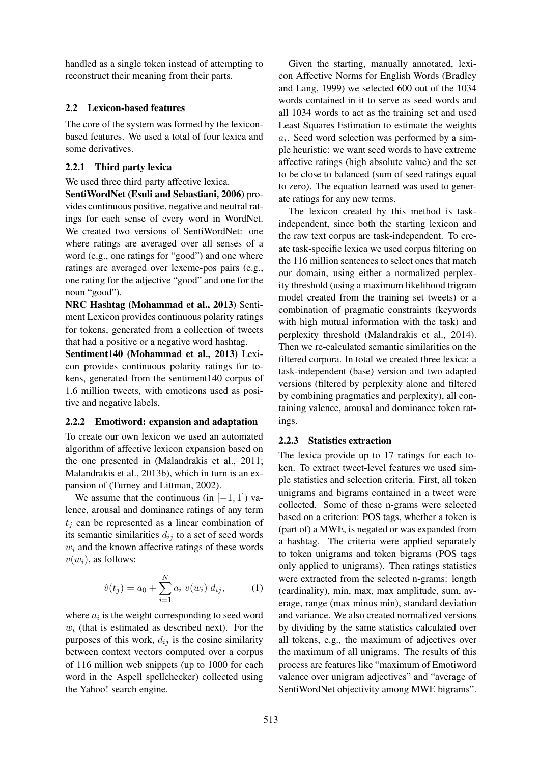handled as a single token instead of attempting to reconstruct their meaning from their parts.

### 2.2 Lexicon-based features

The core of the system was formed by the lexicon-based features. We used a total of four lexica and some derivatives.

#### 2.2.1 Third party lexica

We used three third party affective lexica.

**SentiWordNet (Esuli and Sebastiani, 2006)** provides continuous positive, negative and neutral ratings for each sense of every word in WordNet. We created two versions of SentiWordNet: one where ratings are averaged over all senses of a word (e.g., one ratings for "good") and one where ratings are averaged over lexeme-pos pairs (e.g., one rating for the adjective "good" and one for the noun "good").

**NRC Hashtag (Mohammad et al., 2013)** Sentiment Lexicon provides continuous polarity ratings for tokens, generated from a collection of tweets that had a positive or a negative word hashtag.

**Sentiment140 (Mohammad et al., 2013)** Lexicon provides continuous polarity ratings for tokens, generated from the sentiment140 corpus of 1.6 million tweets, with emoticons used as positive and negative labels.

#### 2.2.2 Emotiword: expansion and adaptation

To create our own lexicon we used an automated algorithm of affective lexicon expansion based on the one presented in (Malandrakis et al., 2011; Malandrakis et al., 2013b), which in turn is an expansion of (Turney and Littman, 2002).

We assume that the continuous (in $[-1, 1]$) valence, arousal and dominance ratings of any term $t_j$ can be represented as a linear combination of its semantic similarities $d_{ij}$ to a set of seed words $w_i$ and the known affective ratings of these words $v(w_i)$, as follows:

$$\hat{v}(t_j) = a_0 + \sum_{i=1}^{N} a_i \; v(w_i) \; d_{ij}, \qquad (1)$$

where $a_i$ is the weight corresponding to seed word $w_i$ (that is estimated as described next). For the purposes of this work, $d_{ij}$ is the cosine similarity between context vectors computed over a corpus of 116 million web snippets (up to 1000 for each word in the Aspell spellchecker) collected using the Yahoo! search engine.

Given the starting, manually annotated, lexicon Affective Norms for English Words (Bradley and Lang, 1999) we selected 600 out of the 1034 words contained in it to serve as seed words and all 1034 words to act as the training set and used Least Squares Estimation to estimate the weights $a_i$. Seed word selection was performed by a simple heuristic: we want seed words to have extreme affective ratings (high absolute value) and the set to be close to balanced (sum of seed ratings equal to zero). The equation learned was used to generate ratings for any new terms.

The lexicon created by this method is task-independent, since both the starting lexicon and the raw text corpus are task-independent. To create task-specific lexica we used corpus filtering on the 116 million sentences to select ones that match our domain, using either a normalized perplexity threshold (using a maximum likelihood trigram model created from the training set tweets) or a combination of pragmatic constraints (keywords with high mutual information with the task) and perplexity threshold (Malandrakis et al., 2014). Then we re-calculated semantic similarities on the filtered corpora. In total we created three lexica: a task-independent (base) version and two adapted versions (filtered by perplexity alone and filtered by combining pragmatics and perplexity), all containing valence, arousal and dominance token ratings.

#### 2.2.3 Statistics extraction

The lexica provide up to 17 ratings for each token. To extract tweet-level features we used simple statistics and selection criteria. First, all token unigrams and bigrams contained in a tweet were collected. Some of these n-grams were selected based on a criterion: POS tags, whether a token is (part of) a MWE, is negated or was expanded from a hashtag. The criteria were applied separately to token unigrams and token bigrams (POS tags only applied to unigrams). Then ratings statistics were extracted from the selected n-grams: length (cardinality), min, max, max amplitude, sum, average, range (max minus min), standard deviation and variance. We also created normalized versions by dividing by the same statistics calculated over all tokens, e.g., the maximum of adjectives over the maximum of all unigrams. The results of this process are features like "maximum of Emotiword valence over unigram adjectives" and "average of SentiWordNet objectivity among MWE bigrams".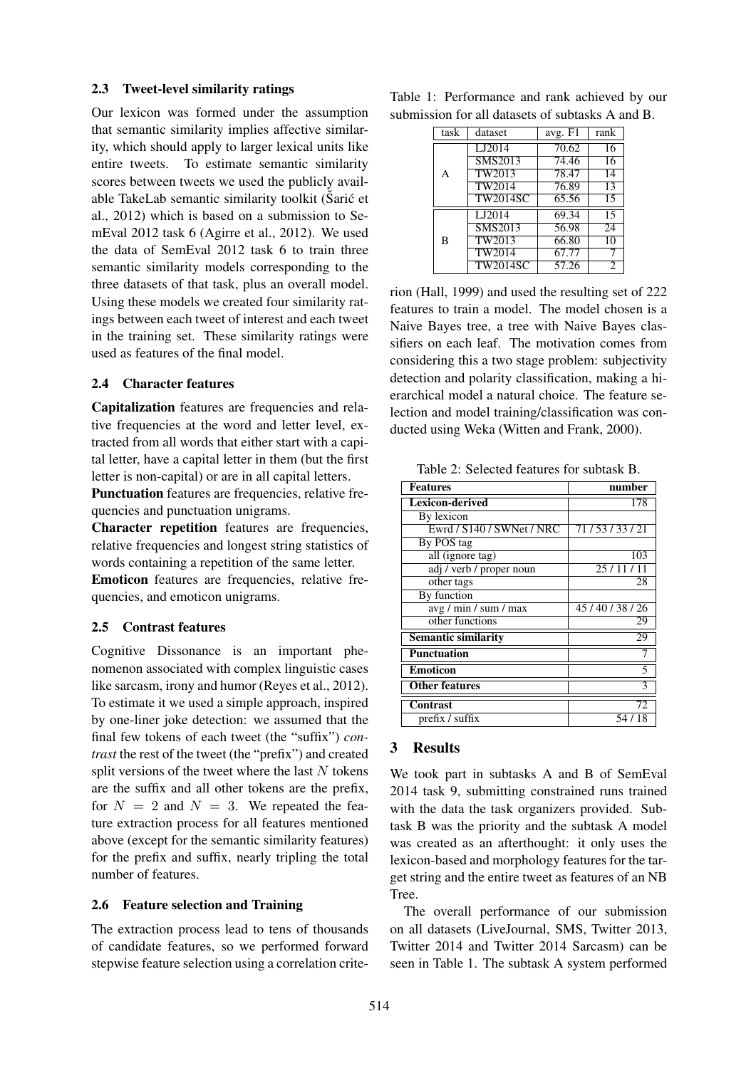### 2.3 Tweet-level similarity ratings

Our lexicon was formed under the assumption that semantic similarity implies affective similarity, which should apply to larger lexical units like entire tweets. To estimate semantic similarity scores between tweets we used the publicly available TakeLab semantic similarity toolkit (Šarić et al., 2012) which is based on a submission to SemEval 2012 task 6 (Agirre et al., 2012). We used the data of SemEval 2012 task 6 to train three semantic similarity models corresponding to the three datasets of that task, plus an overall model. Using these models we created four similarity ratings between each tweet of interest and each tweet in the training set. These similarity ratings were used as features of the final model.

### 2.4 Character features

**Capitalization** features are frequencies and relative frequencies at the word and letter level, extracted from all words that either start with a capital letter, have a capital letter in them (but the first letter is non-capital) or are in all capital letters.

**Punctuation** features are frequencies, relative frequencies and punctuation unigrams.

**Character repetition** features are frequencies, relative frequencies and longest string statistics of words containing a repetition of the same letter.

**Emoticon** features are frequencies, relative frequencies, and emoticon unigrams.

### 2.5 Contrast features

Cognitive Dissonance is an important phenomenon associated with complex linguistic cases like sarcasm, irony and humor (Reyes et al., 2012). To estimate it we used a simple approach, inspired by one-liner joke detection: we assumed that the final few tokens of each tweet (the "suffix") *contrast* the rest of the tweet (the "prefix") and created split versions of the tweet where the last $N$ tokens are the suffix and all other tokens are the prefix, for $N = 2$ and $N = 3$. We repeated the feature extraction process for all features mentioned above (except for the semantic similarity features) for the prefix and suffix, nearly tripling the total number of features.

### 2.6 Feature selection and Training

The extraction process lead to tens of thousands of candidate features, so we performed forward stepwise feature selection using a correlation criterion (Hall, 1999) and used the resulting set of 222 features to train a model. The model chosen is a Naive Bayes tree, a tree with Naive Bayes classifiers on each leaf. The motivation comes from considering this a two stage problem: subjectivity detection and polarity classification, making a hierarchical model a natural choice. The feature selection and model training/classification was conducted using Weka (Witten and Frank, 2000).

Table 1: Performance and rank achieved by our submission for all datasets of subtasks A and B.

| task | dataset | avg. F1 | rank |
|---|---|---|---|
| A | LJ2014 | 70.62 | 16 |
| | SMS2013 | 74.46 | 16 |
| | TW2013 | 78.47 | 14 |
| | TW2014 | 76.89 | 13 |
| | TW2014SC | 65.56 | 15 |
| B | LJ2014 | 69.34 | 15 |
| | SMS2013 | 56.98 | 24 |
| | TW2013 | 66.80 | 10 |
| | TW2014 | 67.77 | 7 |
| | TW2014SC | 57.26 | 2 |

Table 2: Selected features for subtask B.

| Features | number |
|---|---|
| **Lexicon-derived** | 178 |
| By lexicon | |
| Ewrd / S140 / SWNet / NRC | 71 / 53 / 33 / 21 |
| By POS tag | |
| all (ignore tag) | 103 |
| adj / verb / proper noun | 25 / 11 / 11 |
| other tags | 28 |
| By function | |
| avg / min / sum / max | 45 / 40 / 38 / 26 |
| other functions | 29 |
| **Semantic similarity** | 29 |
| **Punctuation** | 7 |
| **Emoticon** | 5 |
| **Other features** | 3 |
| **Contrast** | 72 |
| prefix / suffix | 54 / 18 |

## 3 Results

We took part in subtasks A and B of SemEval 2014 task 9, submitting constrained runs trained with the data the task organizers provided. Subtask B was the priority and the subtask A model was created as an afterthought: it only uses the lexicon-based and morphology features for the target string and the entire tweet as features of an NB Tree.

The overall performance of our submission on all datasets (LiveJournal, SMS, Twitter 2013, Twitter 2014 and Twitter 2014 Sarcasm) can be seen in Table 1. The subtask A system performed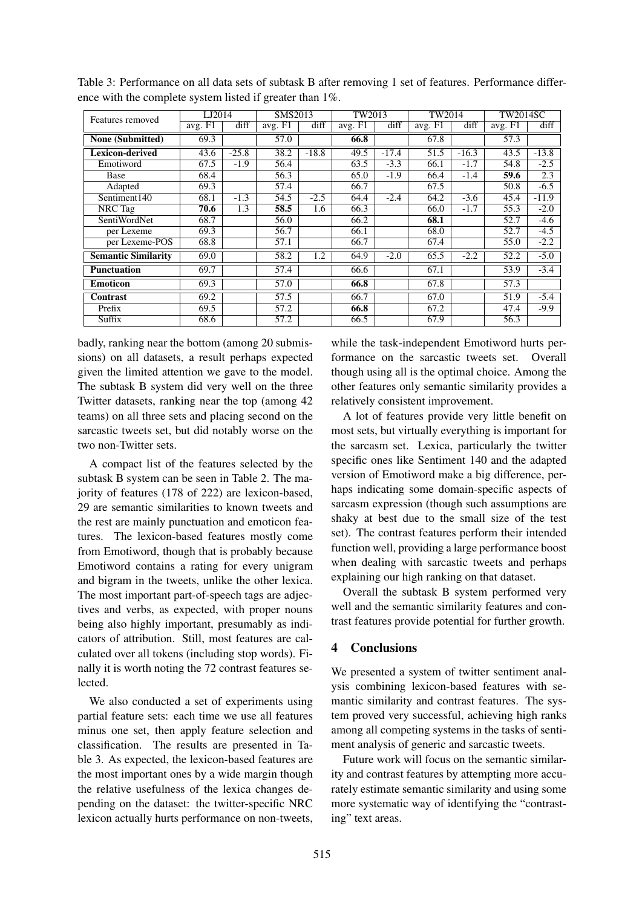Table 3: Performance on all data sets of subtask B after removing 1 set of features. Performance difference with the complete system listed if greater than 1%.

| Features removed | LJ2014 | | SMS2013 | | TW2013 | | TW2014 | | TW2014SC | |
|---|---|---|---|---|---|---|---|---|---|---|
| | avg. F1 | diff | avg. F1 | diff | avg. F1 | diff | avg. F1 | diff | avg. F1 | diff |
| **None (Submitted)** | 69.3 | | 57.0 | | **66.8** | | 67.8 | | 57.3 | |
| **Lexicon-derived** | 43.6 | -25.8 | 38.2 | -18.8 | 49.5 | -17.4 | 51.5 | -16.3 | 43.5 | -13.8 |
| Emotiword | 67.5 | -1.9 | 56.4 | | 63.5 | -3.3 | 66.1 | -1.7 | 54.8 | -2.5 |
| Base | 68.4 | | 56.3 | | 65.0 | -1.9 | 66.4 | -1.4 | **59.6** | 2.3 |
| Adapted | 69.3 | | 57.4 | | 66.7 | | 67.5 | | 50.8 | -6.5 |
| Sentiment140 | 68.1 | -1.3 | 54.5 | -2.5 | 64.4 | -2.4 | 64.2 | -3.6 | 45.4 | -11.9 |
| NRC Tag | **70.6** | 1.3 | **58.5** | 1.6 | 66.3 | | 66.0 | -1.7 | 55.3 | -2.0 |
| SentiWordNet | 68.7 | | 56.0 | | 66.2 | | **68.1** | | 52.7 | -4.6 |
| per Lexeme | 69.3 | | 56.7 | | 66.1 | | 68.0 | | 52.7 | -4.5 |
| per Lexeme-POS | 68.8 | | 57.1 | | 66.7 | | 67.4 | | 55.0 | -2.2 |
| **Semantic Similarity** | 69.0 | | 58.2 | 1.2 | 64.9 | -2.0 | 65.5 | -2.2 | 52.2 | -5.0 |
| **Punctuation** | 69.7 | | 57.4 | | 66.6 | | 67.1 | | 53.9 | -3.4 |
| **Emoticon** | 69.3 | | 57.0 | | **66.8** | | 67.8 | | 57.3 | |
| **Contrast** | 69.2 | | 57.5 | | 66.7 | | 67.0 | | 51.9 | -5.4 |
| Prefix | 69.5 | | 57.2 | | **66.8** | | 67.2 | | 47.4 | -9.9 |
| Suffix | 68.6 | | 57.2 | | 66.5 | | 67.9 | | 56.3 | |

badly, ranking near the bottom (among 20 submissions) on all datasets, a result perhaps expected given the limited attention we gave to the model. The subtask B system did very well on the three Twitter datasets, ranking near the top (among 42 teams) on all three sets and placing second on the sarcastic tweets set, but did notably worse on the two non-Twitter sets.

A compact list of the features selected by the subtask B system can be seen in Table 2. The majority of features (178 of 222) are lexicon-based, 29 are semantic similarities to known tweets and the rest are mainly punctuation and emoticon features. The lexicon-based features mostly come from Emotiword, though that is probably because Emotiword contains a rating for every unigram and bigram in the tweets, unlike the other lexica. The most important part-of-speech tags are adjectives and verbs, as expected, with proper nouns being also highly important, presumably as indicators of attribution. Still, most features are calculated over all tokens (including stop words). Finally it is worth noting the 72 contrast features selected.

We also conducted a set of experiments using partial feature sets: each time we use all features minus one set, then apply feature selection and classification. The results are presented in Table 3. As expected, the lexicon-based features are the most important ones by a wide margin though the relative usefulness of the lexica changes depending on the dataset: the twitter-specific NRC lexicon actually hurts performance on non-tweets, while the task-independent Emotiword hurts performance on the sarcastic tweets set. Overall though using all is the optimal choice. Among the other features only semantic similarity provides a relatively consistent improvement.

A lot of features provide very little benefit on most sets, but virtually everything is important for the sarcasm set. Lexica, particularly the twitter specific ones like Sentiment 140 and the adapted version of Emotiword make a big difference, perhaps indicating some domain-specific aspects of sarcasm expression (though such assumptions are shaky at best due to the small size of the test set). The contrast features perform their intended function well, providing a large performance boost when dealing with sarcastic tweets and perhaps explaining our high ranking on that dataset.

Overall the subtask B system performed very well and the semantic similarity features and contrast features provide potential for further growth.

## 4 Conclusions

We presented a system of twitter sentiment analysis combining lexicon-based features with semantic similarity and contrast features. The system proved very successful, achieving high ranks among all competing systems in the tasks of sentiment analysis of generic and sarcastic tweets.

Future work will focus on the semantic similarity and contrast features by attempting more accurately estimate semantic similarity and using some more systematic way of identifying the "contrasting" text areas.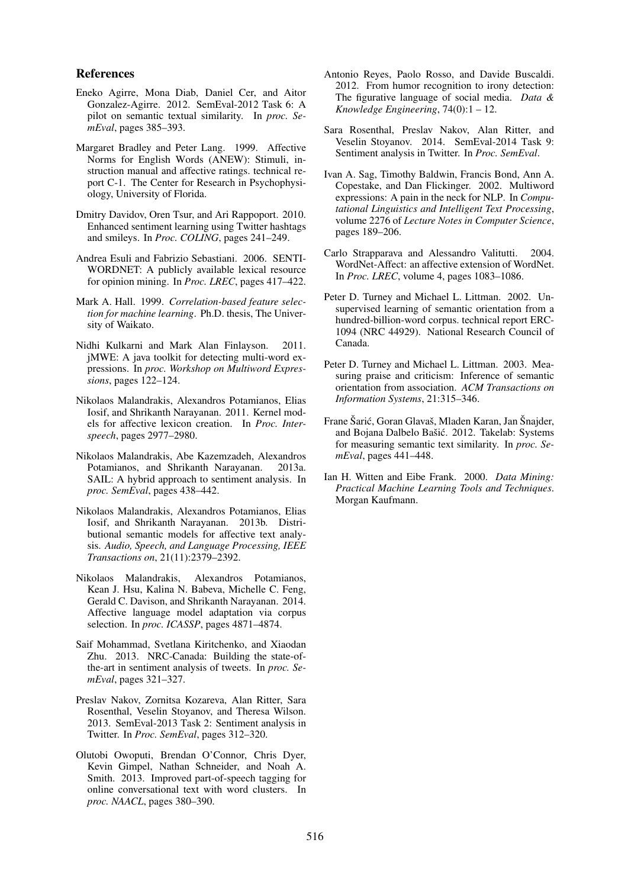## References

Eneko Agirre, Mona Diab, Daniel Cer, and Aitor Gonzalez-Agirre. 2012. SemEval-2012 Task 6: A pilot on semantic textual similarity. In *proc. SemEval*, pages 385–393.

Margaret Bradley and Peter Lang. 1999. Affective Norms for English Words (ANEW): Stimuli, instruction manual and affective ratings. technical report C-1. The Center for Research in Psychophysiology, University of Florida.

Dmitry Davidov, Oren Tsur, and Ari Rappoport. 2010. Enhanced sentiment learning using Twitter hashtags and smileys. In *Proc. COLING*, pages 241–249.

Andrea Esuli and Fabrizio Sebastiani. 2006. SENTIWORDNET: A publicly available lexical resource for opinion mining. In *Proc. LREC*, pages 417–422.

Mark A. Hall. 1999. *Correlation-based feature selection for machine learning*. Ph.D. thesis, The University of Waikato.

Nidhi Kulkarni and Mark Alan Finlayson. 2011. jMWE: A java toolkit for detecting multi-word expressions. In *proc. Workshop on Multiword Expressions*, pages 122–124.

Nikolaos Malandrakis, Alexandros Potamianos, Elias Iosif, and Shrikanth Narayanan. 2011. Kernel models for affective lexicon creation. In *Proc. Interspeech*, pages 2977–2980.

Nikolaos Malandrakis, Abe Kazemzadeh, Alexandros Potamianos, and Shrikanth Narayanan. 2013a. SAIL: A hybrid approach to sentiment analysis. In *proc. SemEval*, pages 438–442.

Nikolaos Malandrakis, Alexandros Potamianos, Elias Iosif, and Shrikanth Narayanan. 2013b. Distributional semantic models for affective text analysis. *Audio, Speech, and Language Processing, IEEE Transactions on*, 21(11):2379–2392.

Nikolaos Malandrakis, Alexandros Potamianos, Kean J. Hsu, Kalina N. Babeva, Michelle C. Feng, Gerald C. Davison, and Shrikanth Narayanan. 2014. Affective language model adaptation via corpus selection. In *proc. ICASSP*, pages 4871–4874.

Saif Mohammad, Svetlana Kiritchenko, and Xiaodan Zhu. 2013. NRC-Canada: Building the state-of-the-art in sentiment analysis of tweets. In *proc. SemEval*, pages 321–327.

Preslav Nakov, Zornitsa Kozareva, Alan Ritter, Sara Rosenthal, Veselin Stoyanov, and Theresa Wilson. 2013. SemEval-2013 Task 2: Sentiment analysis in Twitter. In *Proc. SemEval*, pages 312–320.

Olutobi Owoputi, Brendan O'Connor, Chris Dyer, Kevin Gimpel, Nathan Schneider, and Noah A. Smith. 2013. Improved part-of-speech tagging for online conversational text with word clusters. In *proc. NAACL*, pages 380–390.

Antonio Reyes, Paolo Rosso, and Davide Buscaldi. 2012. From humor recognition to irony detection: The figurative language of social media. *Data & Knowledge Engineering*, 74(0):1 – 12.

Sara Rosenthal, Preslav Nakov, Alan Ritter, and Veselin Stoyanov. 2014. SemEval-2014 Task 9: Sentiment analysis in Twitter. In *Proc. SemEval*.

Ivan A. Sag, Timothy Baldwin, Francis Bond, Ann A. Copestake, and Dan Flickinger. 2002. Multiword expressions: A pain in the neck for NLP. In *Computational Linguistics and Intelligent Text Processing*, volume 2276 of *Lecture Notes in Computer Science*, pages 189–206.

Carlo Strapparava and Alessandro Valitutti. 2004. WordNet-Affect: an affective extension of WordNet. In *Proc. LREC*, volume 4, pages 1083–1086.

Peter D. Turney and Michael L. Littman. 2002. Unsupervised learning of semantic orientation from a hundred-billion-word corpus. technical report ERC-1094 (NRC 44929). National Research Council of Canada.

Peter D. Turney and Michael L. Littman. 2003. Measuring praise and criticism: Inference of semantic orientation from association. *ACM Transactions on Information Systems*, 21:315–346.

Frane Šarić, Goran Glavaš, Mladen Karan, Jan Šnajder, and Bojana Dalbelo Bašić. 2012. Takelab: Systems for measuring semantic text similarity. In *proc. SemEval*, pages 441–448.

Ian H. Witten and Eibe Frank. 2000. *Data Mining: Practical Machine Learning Tools and Techniques*. Morgan Kaufmann.